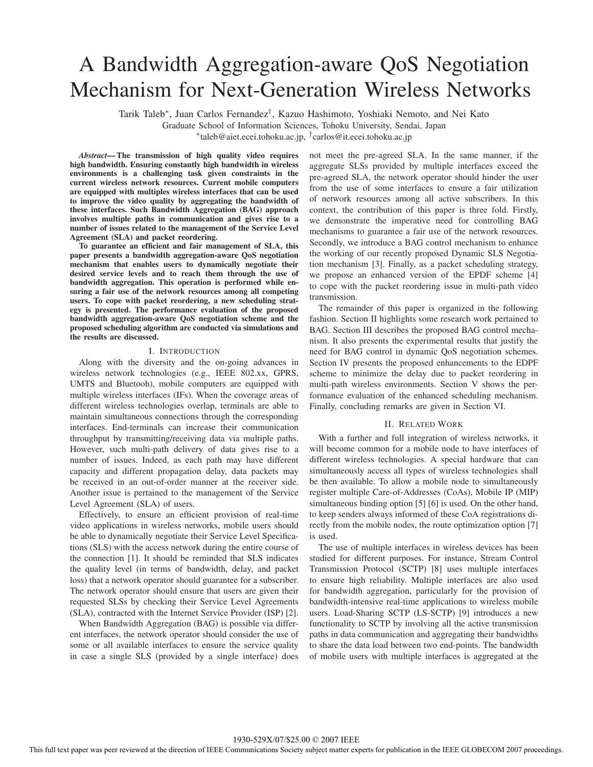# A Bandwidth Aggregation-aware QoS Negotiation Mechanism for Next-Generation Wireless Networks

Tarik Taleb*, Juan Carlos Fernandez†, Kazuo Hashimoto, Yoshiaki Nemoto, and Nei Kato

Graduate School of Information Sciences, Tohoku University, Sendai, Japan

*taleb@aiet.ecei.tohoku.ac.jp, †carlos@it.ecei.tohoku.ac.jp

***Abstract*— The transmission of high quality video requires high bandwidth. Ensuring constantly high bandwidth in wireless environments is a challenging task given constraints in the current wireless network resources. Current mobile computers are equipped with multiples wireless interfaces that can be used to improve the video quality by aggregating the bandwidth of these interfaces. Such Bandwidth Aggregation (BAG) approach involves multiple paths in communication and gives rise to a number of issues related to the management of the Service Level Agreement (SLA) and packet reordering.**

**To guarantee an efficient and fair management of SLA, this paper presents a bandwidth aggregation-aware QoS negotiation mechanism that enables users to dynamically negotiate their desired service levels and to reach them through the use of bandwidth aggregation. This operation is performed while ensuring a fair use of the network resources among all competing users. To cope with packet reordering, a new scheduling strategy is presented. The performance evaluation of the proposed bandwidth aggregation-aware QoS negotiation scheme and the proposed scheduling algorithm are conducted via simulations and the results are discussed.**

## I. Introduction

Along with the diversity and the on-going advances in wireless network technologies (e.g., IEEE 802.xx, GPRS, UMTS and Bluetooh), mobile computers are equipped with multiple wireless interfaces (IFs). When the coverage areas of different wireless technologies overlap, terminals are able to maintain simultaneous connections through the corresponding interfaces. End-terminals can increase their communication throughput by transmitting/receiving data via multiple paths. However, such multi-path delivery of data gives rise to a number of issues. Indeed, as each path may have different capacity and different propagation delay, data packets may be received in an out-of-order manner at the receiver side. Another issue is pertained to the management of the Service Level Agreement (SLA) of users.

Effectively, to ensure an efficient provision of real-time video applications in wireless networks, mobile users should be able to dynamically negotiate their Service Level Specifications (SLS) with the access network during the entire course of the connection [1]. It should be reminded that SLS indicates the quality level (in terms of bandwidth, delay, and packet loss) that a network operator should guarantee for a subscriber. The network operator should ensure that users are given their requested SLSs by checking their Service Level Agreements (SLA), contracted with the Internet Service Provider (ISP) [2].

When Bandwidth Aggregation (BAG) is possible via different interfaces, the network operator should consider the use of some or all available interfaces to ensure the service quality in case a single SLS (provided by a single interface) does not meet the pre-agreed SLA. In the same manner, if the aggregate SLSs provided by multiple interfaces exceed the pre-agreed SLA, the network operator should hinder the user from the use of some interfaces to ensure a fair utilization of network resources among all active subscribers. In this context, the contribution of this paper is three fold. Firstly, we demonstrate the imperative need for controlling BAG mechanisms to guarantee a fair use of the network resources. Secondly, we introduce a BAG control mechanism to enhance the working of our recently proposed Dynamic SLS Negotiation mechanism [3]. Finally, as a packet scheduling strategy, we propose an enhanced version of the EPDF scheme [4] to cope with the packet reordering issue in multi-path video transmission.

The remainder of this paper is organized in the following fashion. Section II highlights some research work pertained to BAG. Section III describes the proposed BAG control mechanism. It also presents the experimental results that justify the need for BAG control in dynamic QoS negotiation schemes. Section IV presents the proposed enhancements to the EDPF scheme to minimize the delay due to packet reordering in multi-path wireless environments. Section V shows the performance evaluation of the enhanced scheduling mechanism. Finally, concluding remarks are given in Section VI.

## II. Related Work

With a further and full integration of wireless networks, it will become common for a mobile node to have interfaces of different wireless technologies. A special hardware that can simultaneously access all types of wireless technologies shall be then available. To allow a mobile node to simultaneously register multiple Care-of-Addresses (CoAs), Mobile IP (MIP) simultaneous binding option [5] [6] is used. On the other hand, to keep senders always informed of these CoA registrations directly from the mobile nodes, the route optimization option [7] is used.

The use of multiple interfaces in wireless devices has been studied for different purposes. For instance, Stream Control Transmission Protocol (SCTP) [8] uses multiple interfaces to ensure high reliability. Multiple interfaces are also used for bandwidth aggregation, particularly for the provision of bandwidth-intensive real-time applications to wireless mobile users. Load-Sharing SCTP (LS-SCTP) [9] introduces a new functionality to SCTP by involving all the active transmission paths in data communication and aggregating their bandwidths to share the data load between two end-points. The bandwidth of mobile users with multiple interfaces is aggregated at the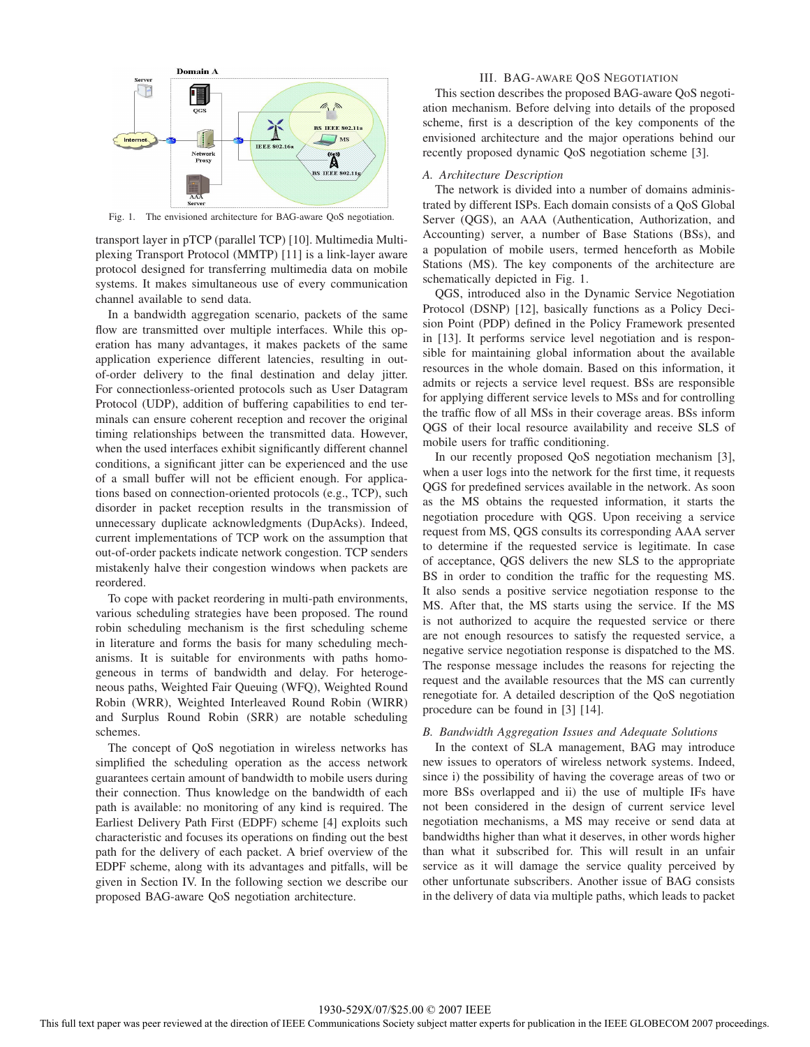Domain A

Server

QGS

Internet

Network Proxy

AAA Server

IEEE 802.16a

BS IEEE 802.11a

MS

BS IEEE 802.11g

Fig. 1. The envisioned architecture for BAG-aware QoS negotiation.

transport layer in pTCP (parallel TCP) [10]. Multimedia Multiplexing Transport Protocol (MMTP) [11] is a link-layer aware protocol designed for transferring multimedia data on mobile systems. It makes simultaneous use of every communication channel available to send data.

In a bandwidth aggregation scenario, packets of the same flow are transmitted over multiple interfaces. While this operation has many advantages, it makes packets of the same application experience different latencies, resulting in out-of-order delivery to the final destination and delay jitter. For connectionless-oriented protocols such as User Datagram Protocol (UDP), addition of buffering capabilities to end terminals can ensure coherent reception and recover the original timing relationships between the transmitted data. However, when the used interfaces exhibit significantly different channel conditions, a significant jitter can be experienced and the use of a small buffer will not be efficient enough. For applications based on connection-oriented protocols (e.g., TCP), such disorder in packet reception results in the transmission of unnecessary duplicate acknowledgments (DupAcks). Indeed, current implementations of TCP work on the assumption that out-of-order packets indicate network congestion. TCP senders mistakenly halve their congestion windows when packets are reordered.

To cope with packet reordering in multi-path environments, various scheduling strategies have been proposed. The round robin scheduling mechanism is the first scheduling scheme in literature and forms the basis for many scheduling mechanisms. It is suitable for environments with paths homogeneous in terms of bandwidth and delay. For heterogeneous paths, Weighted Fair Queuing (WFQ), Weighted Round Robin (WRR), Weighted Interleaved Round Robin (WIRR) and Surplus Round Robin (SRR) are notable scheduling schemes.

The concept of QoS negotiation in wireless networks has simplified the scheduling operation as the access network guarantees certain amount of bandwidth to mobile users during their connection. Thus knowledge on the bandwidth of each path is available: no monitoring of any kind is required. The Earliest Delivery Path First (EDPF) scheme [4] exploits such characteristic and focuses its operations on finding out the best path for the delivery of each packet. A brief overview of the EDPF scheme, along with its advantages and pitfalls, will be given in Section IV. In the following section we describe our proposed BAG-aware QoS negotiation architecture.

## III. BAG-aware QoS Negotiation

This section describes the proposed BAG-aware QoS negotiation mechanism. Before delving into details of the proposed scheme, first is a description of the key components of the envisioned architecture and the major operations behind our recently proposed dynamic QoS negotiation scheme [3].

### A. Architecture Description

The network is divided into a number of domains administrated by different ISPs. Each domain consists of a QoS Global Server (QGS), an AAA (Authentication, Authorization, and Accounting) server, a number of Base Stations (BSs), and a population of mobile users, termed henceforth as Mobile Stations (MS). The key components of the architecture are schematically depicted in Fig. 1.

QGS, introduced also in the Dynamic Service Negotiation Protocol (DSNP) [12], basically functions as a Policy Decision Point (PDP) defined in the Policy Framework presented in [13]. It performs service level negotiation and is responsible for maintaining global information about the available resources in the whole domain. Based on this information, it admits or rejects a service level request. BSs are responsible for applying different service levels to MSs and for controlling the traffic flow of all MSs in their coverage areas. BSs inform QGS of their local resource availability and receive SLS of mobile users for traffic conditioning.

In our recently proposed QoS negotiation mechanism [3], when a user logs into the network for the first time, it requests QGS for predefined services available in the network. As soon as the MS obtains the requested information, it starts the negotiation procedure with QGS. Upon receiving a service request from MS, QGS consults its corresponding AAA server to determine if the requested service is legitimate. In case of acceptance, QGS delivers the new SLS to the appropriate BS in order to condition the traffic for the requesting MS. It also sends a positive service negotiation response to the MS. After that, the MS starts using the service. If the MS is not authorized to acquire the requested service or there are not enough resources to satisfy the requested service, a negative service negotiation response is dispatched to the MS. The response message includes the reasons for rejecting the request and the available resources that the MS can currently renegotiate for. A detailed description of the QoS negotiation procedure can be found in [3] [14].

### B. Bandwidth Aggregation Issues and Adequate Solutions

In the context of SLA management, BAG may introduce new issues to operators of wireless network systems. Indeed, since i) the possibility of having the coverage areas of two or more BSs overlapped and ii) the use of multiple IFs have not been considered in the design of current service level negotiation mechanisms, a MS may receive or send data at bandwidths higher than what it deserves, in other words higher than what it subscribed for. This will result in an unfair service as it will damage the service quality perceived by other unfortunate subscribers. Another issue of BAG consists in the delivery of data via multiple paths, which leads to packet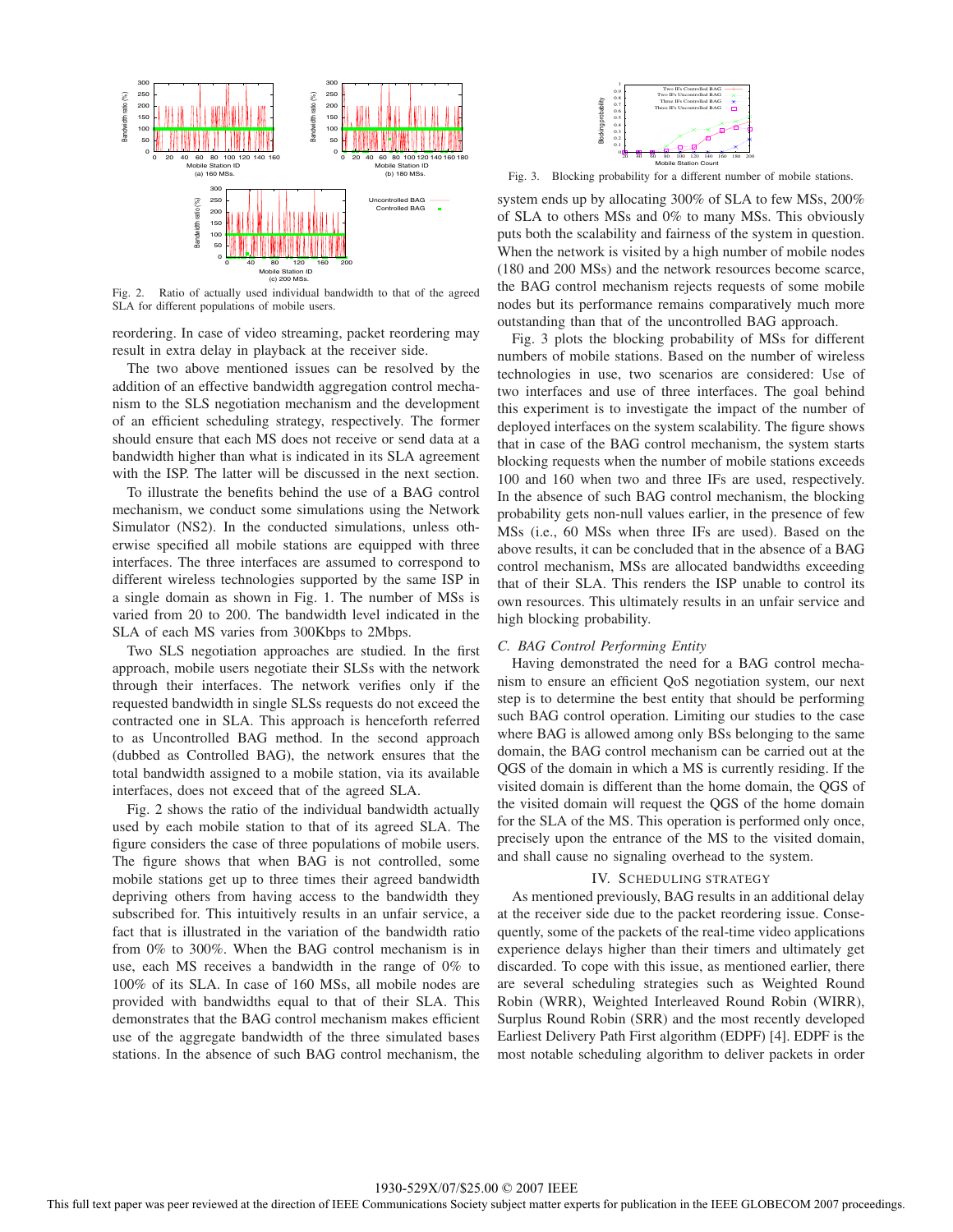Fig. 2. Ratio of actually used individual bandwidth to that of the agreed SLA for different populations of mobile users.

reordering. In case of video streaming, packet reordering may result in extra delay in playback at the receiver side.

The two above mentioned issues can be resolved by the addition of an effective bandwidth aggregation control mechanism to the SLS negotiation mechanism and the development of an efficient scheduling strategy, respectively. The former should ensure that each MS does not receive or send data at a bandwidth higher than what is indicated in its SLA agreement with the ISP. The latter will be discussed in the next section.

To illustrate the benefits behind the use of a BAG control mechanism, we conduct some simulations using the Network Simulator (NS2). In the conducted simulations, unless otherwise specified all mobile stations are equipped with three interfaces. The three interfaces are assumed to correspond to different wireless technologies supported by the same ISP in a single domain as shown in Fig. 1. The number of MSs is varied from 20 to 200. The bandwidth level indicated in the SLA of each MS varies from 300Kbps to 2Mbps.

Two SLS negotiation approaches are studied. In the first approach, mobile users negotiate their SLSs with the network through their interfaces. The network verifies only if the requested bandwidth in single SLSs requests do not exceed the contracted one in SLA. This approach is henceforth referred to as Uncontrolled BAG method. In the second approach (dubbed as Controlled BAG), the network ensures that the total bandwidth assigned to a mobile station, via its available interfaces, does not exceed that of the agreed SLA.

Fig. 2 shows the ratio of the individual bandwidth actually used by each mobile station to that of its agreed SLA. The figure considers the case of three populations of mobile users. The figure shows that when BAG is not controlled, some mobile stations get up to three times their agreed bandwidth depriving others from having access to the bandwidth they subscribed for. This intuitively results in an unfair service, a fact that is illustrated in the variation of the bandwidth ratio from 0% to 300%. When the BAG control mechanism is in use, each MS receives a bandwidth in the range of 0% to 100% of its SLA. In case of 160 MSs, all mobile nodes are provided with bandwidths equal to that of their SLA. This demonstrates that the BAG control mechanism makes efficient use of the aggregate bandwidth of the three simulated bases stations. In the absence of such BAG control mechanism, the system ends up by allocating 300% of SLA to few MSs, 200% of SLA to others MSs and 0% to many MSs. This obviously puts both the scalability and fairness of the system in question. When the network is visited by a high number of mobile nodes (180 and 200 MSs) and the network resources become scarce, the BAG control mechanism rejects requests of some mobile nodes but its performance remains comparatively much more outstanding than that of the uncontrolled BAG approach.

Fig. 3. Blocking probability for a different number of mobile stations.

Fig. 3 plots the blocking probability of MSs for different numbers of mobile stations. Based on the number of wireless technologies in use, two scenarios are considered: Use of two interfaces and use of three interfaces. The goal behind this experiment is to investigate the impact of the number of deployed interfaces on the system scalability. The figure shows that in case of the BAG control mechanism, the system starts blocking requests when the number of mobile stations exceeds 100 and 160 when two and three IFs are used, respectively. In the absence of such BAG control mechanism, the blocking probability gets non-null values earlier, in the presence of few MSs (i.e., 60 MSs when three IFs are used). Based on the above results, it can be concluded that in the absence of a BAG control mechanism, MSs are allocated bandwidths exceeding that of their SLA. This renders the ISP unable to control its own resources. This ultimately results in an unfair service and high blocking probability.

### C. BAG Control Performing Entity

Having demonstrated the need for a BAG control mechanism to ensure an efficient QoS negotiation system, our next step is to determine the best entity that should be performing such BAG control operation. Limiting our studies to the case where BAG is allowed among only BSs belonging to the same domain, the BAG control mechanism can be carried out at the QGS of the domain in which a MS is currently residing. If the visited domain is different than the home domain, the QGS of the visited domain will request the QGS of the home domain for the SLA of the MS. This operation is performed only once, precisely upon the entrance of the MS to the visited domain, and shall cause no signaling overhead to the system.

## IV. Scheduling Strategy

As mentioned previously, BAG results in an additional delay at the receiver side due to the packet reordering issue. Consequently, some of the packets of the real-time video applications experience delays higher than their timers and ultimately get discarded. To cope with this issue, as mentioned earlier, there are several scheduling strategies such as Weighted Round Robin (WRR), Weighted Interleaved Round Robin (WIRR), Surplus Round Robin (SRR) and the most recently developed Earliest Delivery Path First algorithm (EDPF) [4]. EDPF is the most notable scheduling algorithm to deliver packets in order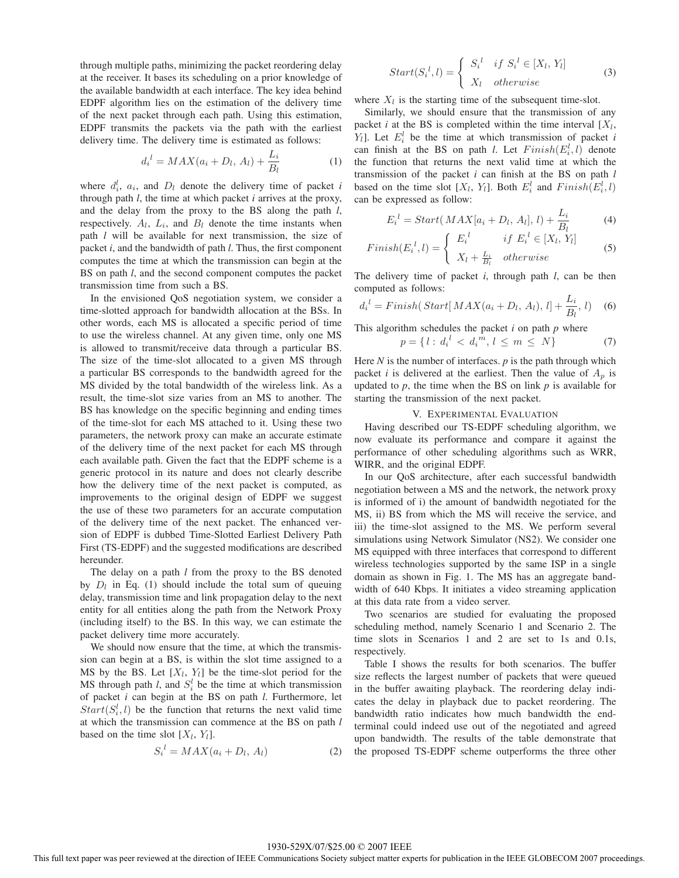through multiple paths, minimizing the packet reordering delay at the receiver. It bases its scheduling on a prior knowledge of the available bandwidth at each interface. The key idea behind EDPF algorithm lies on the estimation of the delivery time of the next packet through each path. Using this estimation, EDPF transmits the packets via the path with the earliest delivery time. The delivery time is estimated as follows:

$$d_i{}^l = MAX(a_i + D_l,\, A_l) + \frac{L_i}{B_l} \qquad (1)$$

where $d_i^l$, $a_i$, and $D_l$ denote the delivery time of packet $i$ through path $l$, the time at which packet $i$ arrives at the proxy, and the delay from the proxy to the BS along the path $l$, respectively. $A_l$, $L_i$, and $B_l$ denote the time instants when path $l$ will be available for next transmission, the size of packet $i$, and the bandwidth of path $l$. Thus, the first component computes the time at which the transmission can begin at the BS on path $l$, and the second component computes the packet transmission time from such a BS.

In the envisioned QoS negotiation system, we consider a time-slotted approach for bandwidth allocation at the BSs. In other words, each MS is allocated a specific period of time to use the wireless channel. At any given time, only one MS is allowed to transmit/receive data through a particular BS. The size of the time-slot allocated to a given MS through a particular BS corresponds to the bandwidth agreed for the MS divided by the total bandwidth of the wireless link. As a result, the time-slot size varies from an MS to another. The BS has knowledge on the specific beginning and ending times of the time-slot for each MS attached to it. Using these two parameters, the network proxy can make an accurate estimate of the delivery time of the next packet for each MS through each available path. Given the fact that the EDPF scheme is a generic protocol in its nature and does not clearly describe how the delivery time of the next packet is computed, as improvements to the original design of EDPF we suggest the use of these two parameters for an accurate computation of the delivery time of the next packet. The enhanced version of EDPF is dubbed Time-Slotted Earliest Delivery Path First (TS-EDPF) and the suggested modifications are described hereunder.

The delay on a path $l$ from the proxy to the BS denoted by $D_l$ in Eq. (1) should include the total sum of queuing delay, transmission time and link propagation delay to the next entity for all entities along the path from the Network Proxy (including itself) to the BS. In this way, we can estimate the packet delivery time more accurately.

We should now ensure that the time, at which the transmission can begin at a BS, is within the slot time assigned to a MS by the BS. Let $[X_l, Y_l]$ be the time-slot period for the MS through path $l$, and $S_i^l$ be the time at which transmission of packet $i$ can begin at the BS on path $l$. Furthermore, let $Start(S_i^l, l)$ be the function that returns the next valid time at which the transmission can commence at the BS on path $l$ based on the time slot $[X_l, Y_l]$.

$$S_i{}^l = MAX(a_i + D_l,\, A_l) \qquad (2)$$

$$Start(S_i{}^l, l) = \begin{cases} S_i{}^l & if\ S_i{}^l \in [X_l,\, Y_l] \\ X_l & otherwise \end{cases} \qquad (3)$$

where $X_l$ is the starting time of the subsequent time-slot.

Similarly, we should ensure that the transmission of any packet $i$ at the BS is completed within the time interval $[X_l, Y_l]$. Let $E_i^l$ be the time at which transmission of packet $i$ can finish at the BS on path $l$. Let $Finish(E_i^l, l)$ denote the function that returns the next valid time at which the transmission of the packet $i$ can finish at the BS on path $l$ based on the time slot $[X_l, Y_l]$. Both $E_i^l$ and $Finish(E_i^l, l)$ can be expressed as follow:

$$E_i{}^l = Start(\,MAX[a_i + D_l,\, A_l],\, l) + \frac{L_i}{B_l} \qquad (4)$$

$$Finish(E_i{}^l, l) = \begin{cases} E_i{}^l & if\ E_i{}^l \in [X_l,\, Y_l] \\ X_l + \frac{L_i}{B_l} & otherwise \end{cases} \qquad (5)$$

The delivery time of packet $i$, through path $l$, can be then computed as follows:

$$d_i{}^l = Finish(\,Start[\,MAX(a_i + D_l,\, A_l),\, l] + \frac{L_i}{B_l},\, l) \qquad (6)$$

This algorithm schedules the packet $i$ on path $p$ where

$$p = \{\, l : \, d_i{}^l \, < \, d_i{}^m,\, l \, \le \, m \, \le \, N\} \qquad (7)$$

Here $N$ is the number of interfaces. $p$ is the path through which packet $i$ is delivered at the earliest. Then the value of $A_p$ is updated to $p$, the time when the BS on link $p$ is available for starting the transmission of the next packet.

## V. Experimental Evaluation

Having described our TS-EDPF scheduling algorithm, we now evaluate its performance and compare it against the performance of other scheduling algorithms such as WRR, WIRR, and the original EDPF.

In our QoS architecture, after each successful bandwidth negotiation between a MS and the network, the network proxy is informed of i) the amount of bandwidth negotiated for the MS, ii) BS from which the MS will receive the service, and iii) the time-slot assigned to the MS. We perform several simulations using Network Simulator (NS2). We consider one MS equipped with three interfaces that correspond to different wireless technologies supported by the same ISP in a single domain as shown in Fig. 1. The MS has an aggregate bandwidth of 640 Kbps. It initiates a video streaming application at this data rate from a video server.

Two scenarios are studied for evaluating the proposed scheduling method, namely Scenario 1 and Scenario 2. The time slots in Scenarios 1 and 2 are set to 1s and 0.1s, respectively.

Table I shows the results for both scenarios. The buffer size reflects the largest number of packets that were queued in the buffer awaiting playback. The reordering delay indicates the delay in playback due to packet reordering. The bandwidth ratio indicates how much bandwidth the end-terminal could indeed use out of the negotiated and agreed upon bandwidth. The results of the table demonstrate that the proposed TS-EDPF scheme outperforms the three other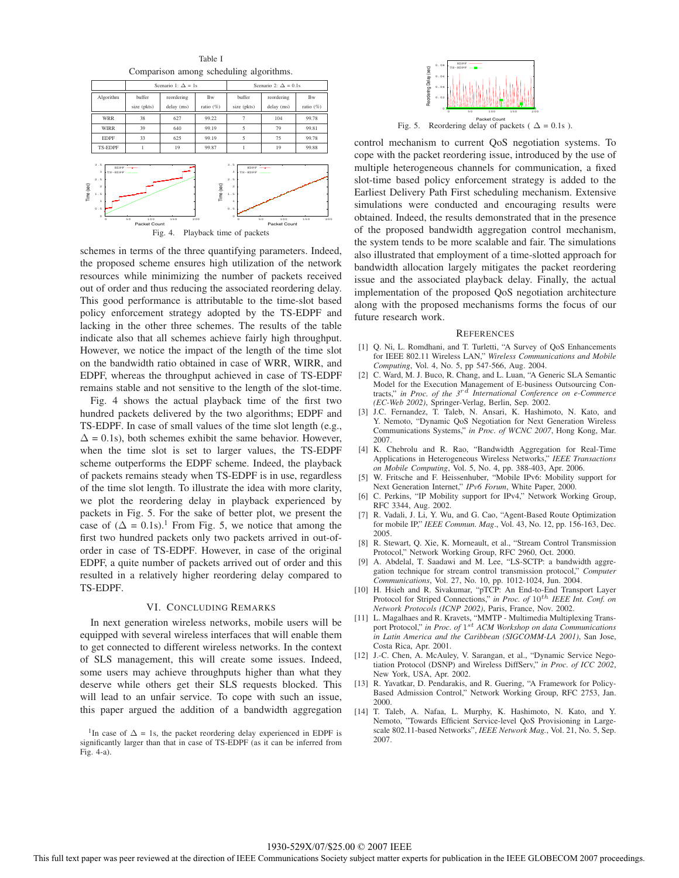Table I
Comparison among scheduling algorithms.

| | Scenario 1: $\Delta$ = 1s | | | Scenario 2: $\Delta$ = 0.1s | | |
|---|---|---|---|---|---|---|
| Algorithm | buffer size (pkts) | reordering delay (ms) | Bw ratio (%) | buffer size (pkts) | reordering delay (ms) | Bw ratio (%) |
| WRR | 38 | 627 | 99.22 | 7 | 104 | 99.78 |
| WIRR | 39 | 640 | 99.19 | 5 | 79 | 99.81 |
| EDPF | 33 | 625 | 99.19 | 5 | 75 | 99.78 |
| TS-EDPF | 1 | 19 | 99.87 | 1 | 19 | 99.88 |

EDPF
TS-EDPF
Time (sec)
Packet Count
0 50 100 150 200
0 0.5 1 1.5 2 2.5 3 3.5

EDPF
TS-EDPF
Time (sec)
Packet Count
0 50 100 150 200
0 0.5 1 1.5 2 2.5 3 3.5

Fig. 4. Playback time of packets

schemes in terms of the three quantifying parameters. Indeed, the proposed scheme ensures high utilization of the network resources while minimizing the number of packets received out of order and thus reducing the associated reordering delay. This good performance is attributable to the time-slot based policy enforcement strategy adopted by the TS-EDPF and lacking in the other three schemes. The results of the table indicate also that all schemes achieve fairly high throughput. However, we notice the impact of the length of the time slot on the bandwidth ratio obtained in case of WRR, WIRR, and EDPF, whereas the throughput achieved in case of TS-EDPF remains stable and not sensitive to the length of the slot-time.

Fig. 4 shows the actual playback time of the first two hundred packets delivered by the two algorithms; EDPF and TS-EDPF. In case of small values of the time slot length (e.g., $\Delta$ = 0.1s), both schemes exhibit the same behavior. However, when the time slot is set to larger values, the TS-EDPF scheme outperforms the EDPF scheme. Indeed, the playback of packets remains steady when TS-EDPF is in use, regardless of the time slot length. To illustrate the idea with more clarity, we plot the reordering delay in playback experienced by packets in Fig. 5. For the sake of better plot, we present the case of ($\Delta$ = 0.1s).[1] From Fig. 5, we notice that among the first two hundred packets only two packets arrived in out-of-order in case of TS-EDPF. However, in case of the original EDPF, a quite number of packets arrived out of order and this resulted in a relatively higher reordering delay compared to TS-EDPF.

[1] In case of $\Delta$ = 1s, the packet reordering delay experienced in EDPF is significantly larger than that in case of TS-EDPF (as it can be inferred from Fig. 4-a).

EDPF
TS-EDPF
Reordering Delay (sec)
Packet Count
0 50 100 150 200
0 0.02 0.04 0.06 0.08

Fig. 5. Reordering delay of packets ( $\Delta$ = 0.1s ).

## VI. Concluding Remarks

In next generation wireless networks, mobile users will be equipped with several wireless interfaces that will enable them to get connected to different wireless networks. In the context of SLS management, this will create some issues. Indeed, some users may achieve throughputs higher than what they deserve while others get their SLS requests blocked. This will lead to an unfair service. To cope with such an issue, this paper argued the addition of a bandwidth aggregation control mechanism to current QoS negotiation systems. To cope with the packet reordering issue, introduced by the use of multiple heterogeneous channels for communication, a fixed slot-time based policy enforcement strategy is added to the Earliest Delivery Path First scheduling mechanism. Extensive simulations were conducted and encouraging results were obtained. Indeed, the results demonstrated that in the presence of the proposed bandwidth aggregation control mechanism, the system tends to be more scalable and fair. The simulations also illustrated that employment of a time-slotted approach for bandwidth allocation largely mitigates the packet reordering issue and the associated playback delay. Finally, the actual implementation of the proposed QoS negotiation architecture along with the proposed mechanisms forms the focus of our future research work.

## References

[1] Q. Ni, L. Romdhani, and T. Turletti, "A Survey of QoS Enhancements for IEEE 802.11 Wireless LAN," *Wireless Communications and Mobile Computing*, Vol. 4, No. 5, pp 547-566, Aug. 2004.

[2] C. Ward, M. J. Buco, R. Chang, and L. Luan, "A Generic SLA Semantic Model for the Execution Management of E-business Outsourcing Contracts," *in Proc. of the 3$^{rd}$ International Conference on e-Commerce (EC-Web 2002)*, Springer-Verlag, Berlin, Sep. 2002.

[3] J.C. Fernandez, T. Taleb, N. Ansari, K. Hashimoto, N. Kato, and Y. Nemoto, "Dynamic QoS Negotiation for Next Generation Wireless Communications Systems," *in Proc. of WCNC 2007*, Hong Kong, Mar. 2007.

[4] K. Chebrolu and R. Rao, "Bandwidth Aggregation for Real-Time Applications in Heterogeneous Wireless Networks," *IEEE Transactions on Mobile Computing*, Vol. 5, No. 4, pp. 388-403, Apr. 2006.

[5] W. Fritsche and F. Heissenhuber, "Mobile IPv6: Mobility support for Next Generation Internet," *IPv6 Forum*, White Paper, 2000.

[6] C. Perkins, "IP Mobility support for IPv4," Network Working Group, RFC 3344, Aug. 2002.

[7] R. Vadali, J. Li, Y. Wu, and G. Cao, "Agent-Based Route Optimization for mobile IP," *IEEE Commun. Mag.*, Vol. 43, No. 12, pp. 156-163, Dec. 2005.

[8] R. Stewart, Q. Xie, K. Morneault, et al., "Stream Control Transmission Protocol," Network Working Group, RFC 2960, Oct. 2000.

[9] A. Abdelal, T. Saadawi and M. Lee, "LS-SCTP: a bandwidth aggregation technique for stream control transmission protocol," *Computer Communications*, Vol. 27, No. 10, pp. 1012-1024, Jun. 2004.

[10] H. Hsieh and R. Sivakumar, "pTCP: An End-to-End Transport Layer Protocol for Striped Connections," *in Proc. of 10$^{th}$ IEEE Int. Conf. on Network Protocols (ICNP 2002)*, Paris, France, Nov. 2002.

[11] L. Magalhaes and R. Kravets, "MMTP - Multimedia Multiplexing Transport Protocol," *in Proc. of 1$^{st}$ ACM Workshop on data Communications in Latin America and the Caribbean (SIGCOMM-LA 2001)*, San Jose, Costa Rica, Apr. 2001.

[12] J.-C. Chen, A. McAuley, V. Sarangan, et al., "Dynamic Service Negotiation Protocol (DSNP) and Wireless DiffServ," *in Proc. of ICC 2002*, New York, USA, Apr. 2002.

[13] R. Yavatkar, D. Pendarakis, and R. Guering, "A Framework for Policy-Based Admission Control," Network Working Group, RFC 2753, Jan. 2000.

[14] T. Taleb, A. Nafaa, L. Murphy, K. Hashimoto, N. Kato, and Y. Nemoto, "Towards Efficient Service-level QoS Provisioning in Large-scale 802.11-based Networks", *IEEE Network Mag.*, Vol. 21, No. 5, Sep. 2007.